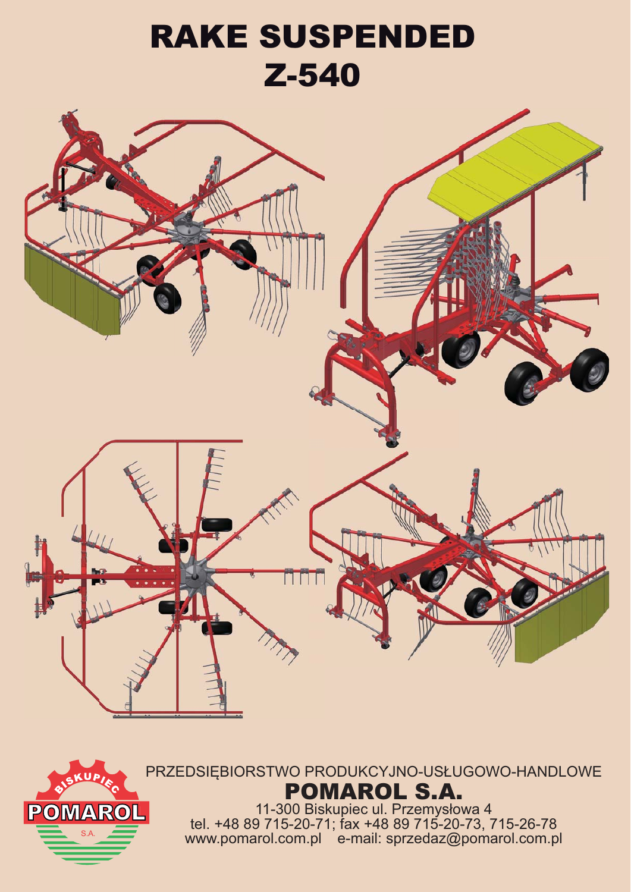# RAKE SUSPENDED
# Z-540

PRZEDSIĘBIORSTWO PRODUKCYJNO-USŁUGOWO-HANDLOWE

## POMAROL S.A.

11-300 Biskupiec ul. Przemysłowa 4
tel. +48 89 715-20-71; fax +48 89 715-20-73, 715-26-78
www.pomarol.com.pl    e-mail: sprzedaz@pomarol.com.pl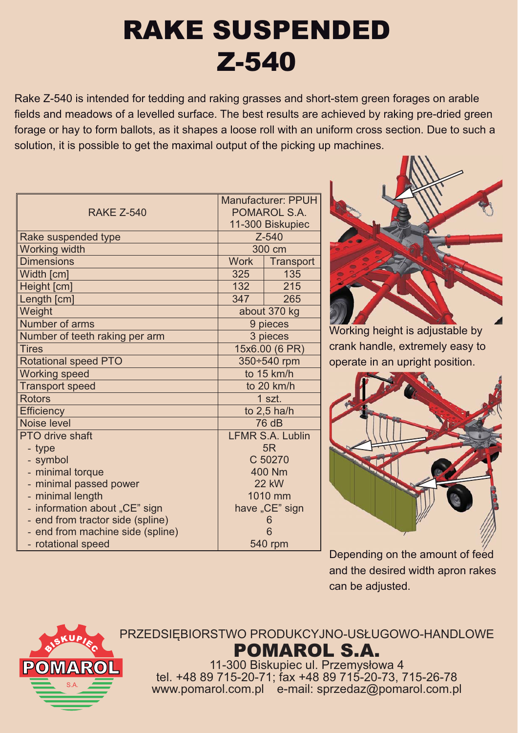# RAKE SUSPENDED
# Z-540

Rake Z-540 is intended for tedding and raking grasses and short-stem green forages on arable fields and meadows of a levelled surface. The best results are achieved by raking pre-dried green forage or hay to form ballots, as it shapes a loose roll with an uniform cross section. Due to such a solution, it is possible to get the maximal output of the picking up machines.

| RAKE Z-540 | Manufacturer: PPUH POMAROL S.A. 11-300 Biskupiec | |
|---|---|---|
| Rake suspended type | Z-540 | |
| Working width | 300 cm | |
| Dimensions | Work | Transport |
| Width [cm] | 325 | 135 |
| Height [cm] | 132 | 215 |
| Length [cm] | 347 | 265 |
| Weight | about 370 kg | |
| Number of arms | 9 pieces | |
| Number of teeth raking per arm | 3 pieces | |
| Tires | 15x6.00 (6 PR) | |
| Rotational speed PTO | 350÷540 rpm | |
| Working speed | to 15 km/h | |
| Transport speed | to 20 km/h | |
| Rotors | 1 szt. | |
| Efficiency | to 2,5 ha/h | |
| Noise level | 76 dB | |
| PTO drive shaft | LFMR S.A. Lublin | |
| - type | 5R | |
| - symbol | C 50270 | |
| - minimal torque | 400 Nm | |
| - minimal passed power | 22 kW | |
| - minimal length | 1010 mm | |
| - information about „CE" sign | have „CE" sign | |
| - end from tractor side (spline) | 6 | |
| - end from machine side (spline) | 6 | |
| - rotational speed | 540 rpm | |

Working height is adjustable by crank handle, extremely easy to operate in an upright position.

Depending on the amount of feed and the desired width apron rakes can be adjusted.

PRZEDSIĘBIORSTWO PRODUKCYJNO-USŁUGOWO-HANDLOWE

**POMAROL S.A.**

11-300 Biskupiec ul. Przemysłowa 4
tel. +48 89 715-20-71; fax +48 89 715-20-73, 715-26-78
www.pomarol.com.pl e-mail: sprzedaz@pomarol.com.pl